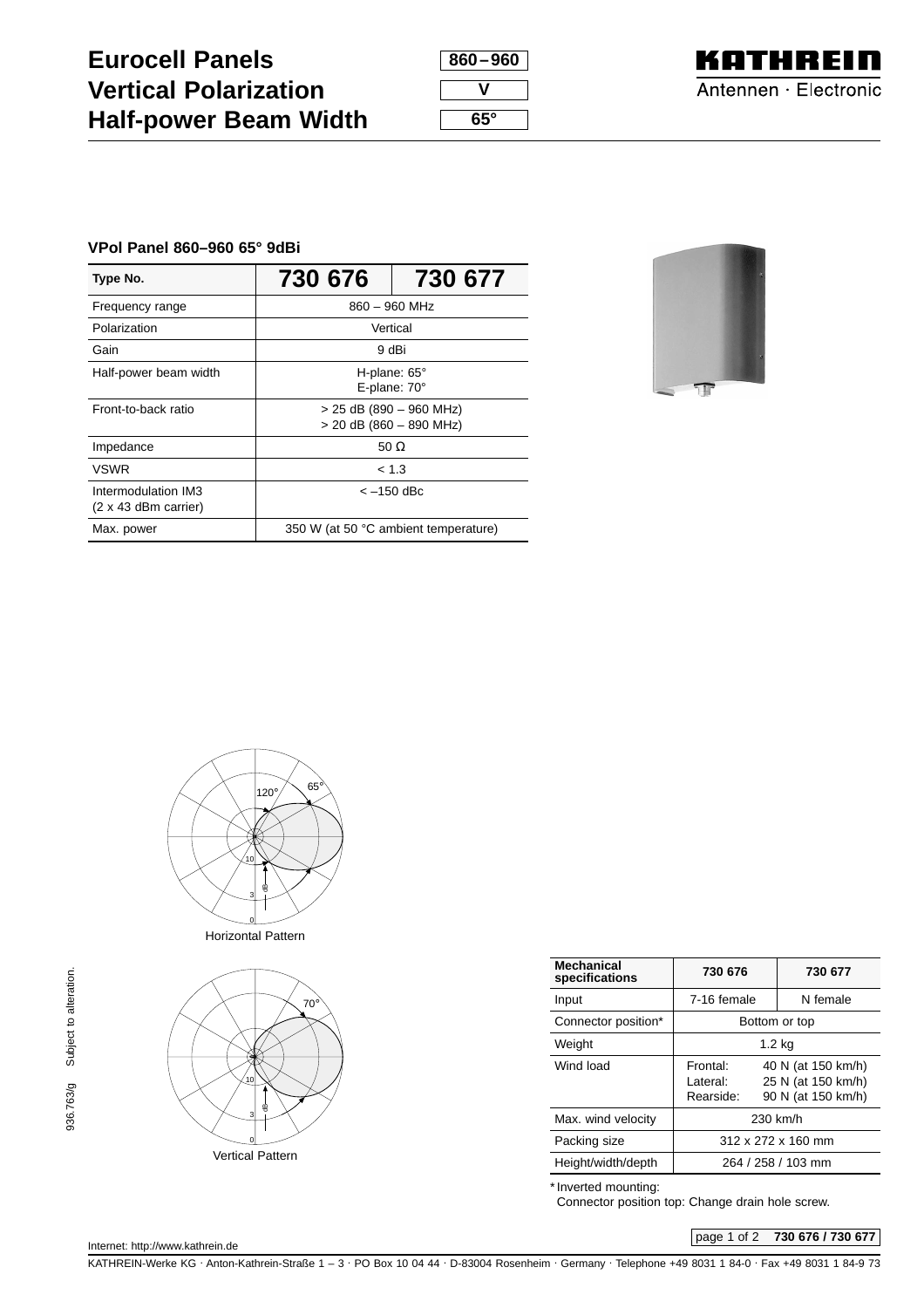# Eurocell Panels — 860–960
# Vertical Polarization — V
# Half-power Beam Width — 65°

KATHREIN
Antennen · Electronic

### VPol Panel 860–960 65° 9dBi

| Type No. | 730 676 | 730 677 |
|---|---|---|
| Frequency range | 860 – 960 MHz | |
| Polarization | Vertical | |
| Gain | 9 dBi | |
| Half-power beam width | H-plane: 65°<br>E-plane: 70° | |
| Front-to-back ratio | > 25 dB (890 – 960 MHz)<br>> 20 dB (860 – 890 MHz) | |
| Impedance | 50 Ω | |
| VSWR | < 1.3 | |
| Intermodulation IM3<br>(2 x 43 dBm carrier) | < –150 dBc | |
| Max. power | 350 W (at 50 °C ambient temperature) | |

Horizontal Pattern

Vertical Pattern

| Mechanical specifications | 730 676 | 730 677 |
|---|---|---|
| Input | 7-16 female | N female |
| Connector position* | Bottom or top | |
| Weight | 1.2 kg | |
| Wind load | Frontal: 40 N (at 150 km/h)<br>Lateral: 25 N (at 150 km/h)<br>Rearside: 90 N (at 150 km/h) | |
| Max. wind velocity | 230 km/h | |
| Packing size | 312 x 272 x 160 mm | |
| Height/width/depth | 264 / 258 / 103 mm | |

\* Inverted mounting:
Connector position top: Change drain hole screw.

936.763/g Subject to alteration.

Internet: http://www.kathrein.de

KATHREIN-Werke KG · Anton-Kathrein-Straße 1 – 3 · PO Box 10 04 44 · D-83004 Rosenheim · Germany · Telephone +49 8031 1 84-0 · Fax +49 8031 1 84-9 73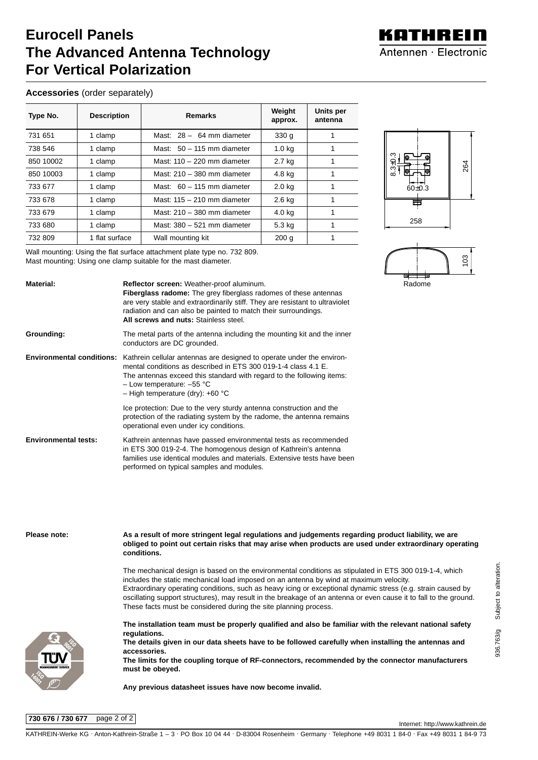# Eurocell Panels The Advanced Antenna Technology For Vertical Polarization

KATHREIN
Antennen · Electronic

**Accessories** (order separately)

| Type No. | Description | Remarks | Weight approx. | Units per antenna |
|---|---|---|---|---|
| 731 651 | 1 clamp | Mast: 28 – 64 mm diameter | 330 g | 1 |
| 738 546 | 1 clamp | Mast: 50 – 115 mm diameter | 1.0 kg | 1 |
| 850 10002 | 1 clamp | Mast: 110 – 220 mm diameter | 2.7 kg | 1 |
| 850 10003 | 1 clamp | Mast: 210 – 380 mm diameter | 4.8 kg | 1 |
| 733 677 | 1 clamp | Mast: 60 – 115 mm diameter | 2.0 kg | 1 |
| 733 678 | 1 clamp | Mast: 115 – 210 mm diameter | 2.6 kg | 1 |
| 733 679 | 1 clamp | Mast: 210 – 380 mm diameter | 4.0 kg | 1 |
| 733 680 | 1 clamp | Mast: 380 – 521 mm diameter | 5.3 kg | 1 |
| 732 809 | 1 flat surface | Wall mounting kit | 200 g | 1 |

Wall mounting: Using the flat surface attachment plate type no. 732 809.
Mast mounting: Using one clamp suitable for the mast diameter.

8.3±0.3
60±0.3
264
258
103
Radome

**Material:** **Reflector screen:** Weather-proof aluminum.
**Fiberglass radome:** The grey fiberglass radomes of these antennas are very stable and extraordinarily stiff. They are resistant to ultraviolet radiation and can also be painted to match their surroundings.
**All screws and nuts:** Stainless steel.

**Grounding:** The metal parts of the antenna including the mounting kit and the inner conductors are DC grounded.

**Environmental conditions:** Kathrein cellular antennas are designed to operate under the environmental conditions as described in ETS 300 019-1-4 class 4.1 E.
The antennas exceed this standard with regard to the following items:
– Low temperature: –55 °C
– High temperature (dry): +60 °C

Ice protection: Due to the very sturdy antenna construction and the protection of the radiating system by the radome, the antenna remains operational even under icy conditions.

**Environmental tests:** Kathrein antennas have passed environmental tests as recommended in ETS 300 019-2-4. The homogenous design of Kathrein's antenna families use identical modules and materials. Extensive tests have been performed on typical samples and modules.

**Please note:** **As a result of more stringent legal regulations and judgements regarding product liability, we are obliged to point out certain risks that may arise when products are used under extraordinary operating conditions.**

The mechanical design is based on the environmental conditions as stipulated in ETS 300 019-1-4, which includes the static mechanical load imposed on an antenna by wind at maximum velocity.
Extraordinary operating conditions, such as heavy icing or exceptional dynamic stress (e.g. strain caused by oscillating support structures), may result in the breakage of an antenna or even cause it to fall to the ground. These facts must be considered during the site planning process.

**The installation team must be properly qualified and also be familiar with the relevant national safety regulations.**
**The details given in our data sheets have to be followed carefully when installing the antennas and accessories.**
**The limits for the coupling torque of RF-connectors, recommended by the connector manufacturers must be obeyed.**

**Any previous datasheet issues have now become invalid.**

936.763/g Subject to alteration.

**730 676 / 730 677**

Internet: http://www.kathrein.de

KATHREIN-Werke KG · Anton-Kathrein-Straße 1 – 3 · PO Box 10 04 44 · D-83004 Rosenheim · Germany · Telephone +49 8031 1 84-0 · Fax +49 8031 1 84-9 73